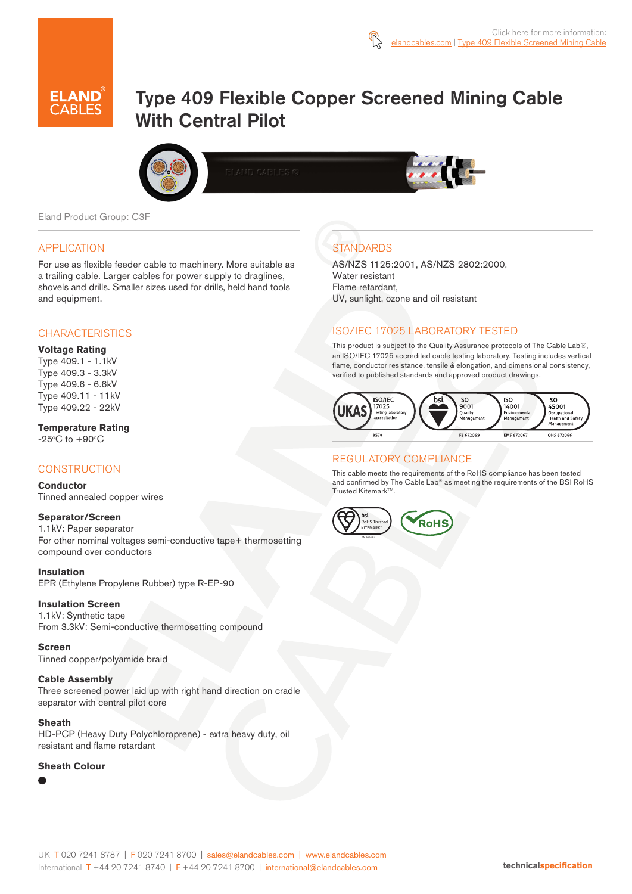Click here for more information: elandcables.com | Type 409 Flexible Screened Mining Cable

# Type 409 Flexible Copper Screened Mining Cable With Central Pilot

Eland Product Group: C3F

## APPLICATION

For use as flexible feeder cable to machinery. More suitable as a trailing cable. Larger cables for power supply to draglines, shovels and drills. Smaller sizes used for drills, held hand tools and equipment.

## CHARACTERISTICS

**Voltage Rating**
Type 409.1 - 1.1kV
Type 409.3 - 3.3kV
Type 409.6 - 6.6kV
Type 409.11 - 11kV
Type 409.22 - 22kV

**Temperature Rating**
-25°C to +90°C

## CONSTRUCTION

**Conductor**
Tinned annealed copper wires

**Separator/Screen**
1.1kV: Paper separator
For other nominal voltages semi-conductive tape+ thermosetting compound over conductors

**Insulation**
EPR (Ethylene Propylene Rubber) type R-EP-90

**Insulation Screen**
1.1kV: Synthetic tape
From 3.3kV: Semi-conductive thermosetting compound

**Screen**
Tinned copper/polyamide braid

**Cable Assembly**
Three screened power laid up with right hand direction on cradle separator with central pilot core

**Sheath**
HD-PCP (Heavy Duty Polychloroprene) - extra heavy duty, oil resistant and flame retardant

**Sheath Colour**
●

## STANDARDS

AS/NZS 1125:2001, AS/NZS 2802:2000,
Water resistant
Flame retardant,
UV, sunlight, ozone and oil resistant

## ISO/IEC 17025 LABORATORY TESTED

This product is subject to the Quality Assurance protocols of The Cable Lab®, an ISO/IEC 17025 accredited cable testing laboratory. Testing includes vertical flame, conductor resistance, tensile & elongation, and dimensional consistency, verified to published standards and approved product drawings.

UKAS ISO/IEC 17025 Testing laboratory accreditation 8578 | bsi. ISO 9001 Quality Management FS 672069 | ISO 14001 Environmental Management EMS 672067 | ISO 45001 Occupational Health and Safety Management OHS 672066

## REGULATORY COMPLIANCE

This cable meets the requirements of the RoHS compliance has been tested and confirmed by The Cable Lab® as meeting the requirements of the BSI RoHS Trusted Kitemark™.

bsi. RoHS Trusted KITEMARK™ | RoHS

UK T 020 7241 8787 | F 020 7241 8700 | sales@elandcables.com | www.elandcables.com
International T +44 20 7241 8740 | F +44 20 7241 8700 | international@elandcables.com

technicalspecification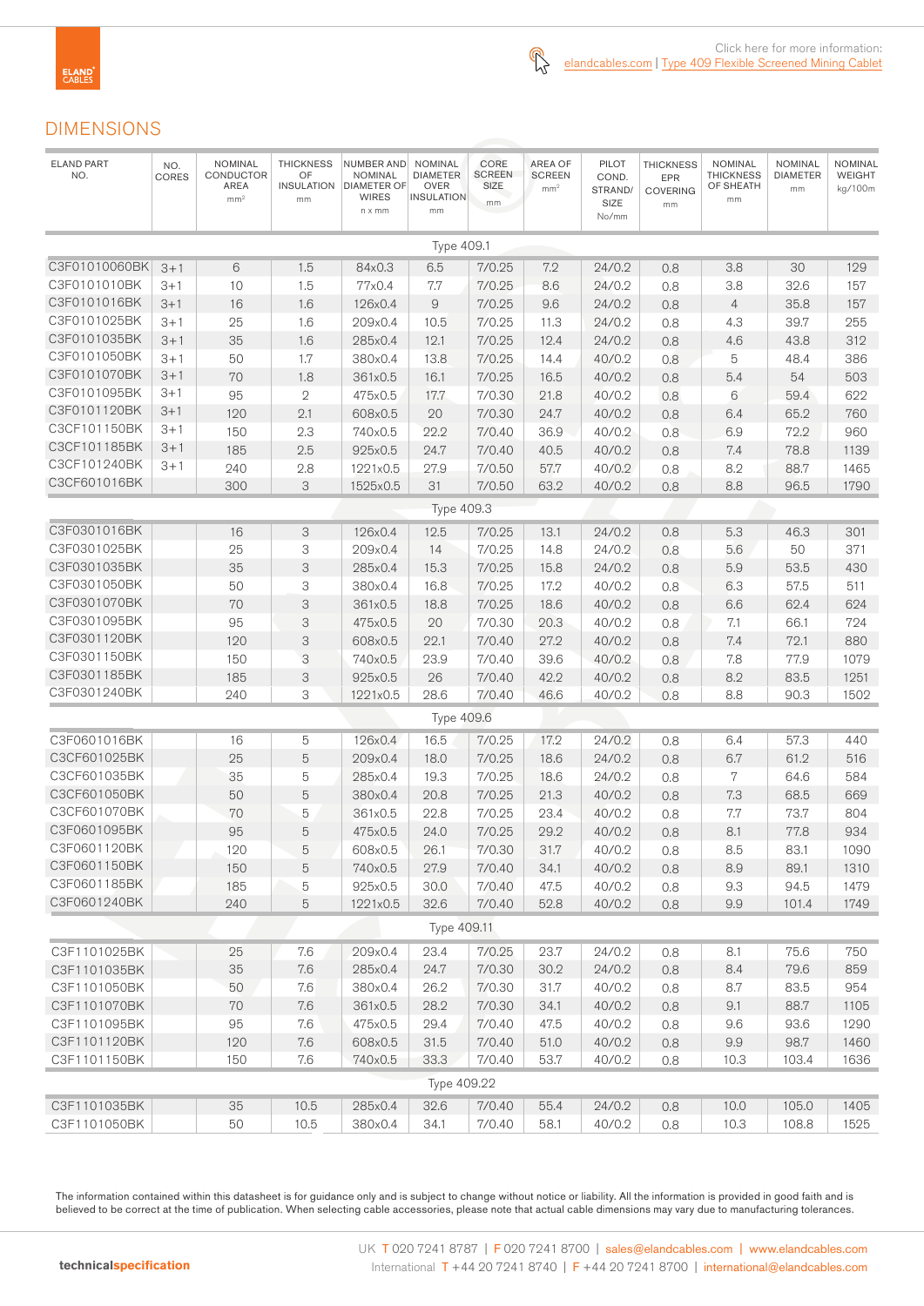Click here for more information: elandcables.com | Type 409 Flexible Screened Mining Cablet

## DIMENSIONS

| ELAND PART NO. | NO. CORES | NOMINAL CONDUCTOR AREA mm² | THICKNESS OF INSULATION mm | NUMBER AND NOMINAL DIAMETER OF WIRES n x mm | NOMINAL DIAMETER OVER INSULATION mm | CORE SCREEN SIZE mm | AREA OF SCREEN mm² | PILOT COND. STRAND/ SIZE No/mm | THICKNESS EPR COVERING mm | NOMINAL THICKNESS OF SHEATH mm | NOMINAL DIAMETER mm | NOMINAL WEIGHT kg/100m |
|---|---|---|---|---|---|---|---|---|---|---|---|---|
| | | | | | | Type 409.1 | | | | | | |
| C3F01010060BK | 3+1 | 6 | 1.5 | 84x0.3 | 6.5 | 7/0.25 | 7.2 | 24/0.2 | 0.8 | 3.8 | 30 | 129 |
| C3F0101010BK | 3+1 | 10 | 1.5 | 77x0.4 | 7.7 | 7/0.25 | 8.6 | 24/0.2 | 0.8 | 3.8 | 32.6 | 157 |
| C3F0101016BK | 3+1 | 16 | 1.6 | 126x0.4 | 9 | 7/0.25 | 9.6 | 24/0.2 | 0.8 | 4 | 35.8 | 157 |
| C3F0101025BK | 3+1 | 25 | 1.6 | 209x0.4 | 10.5 | 7/0.25 | 11.3 | 24/0.2 | 0.8 | 4.3 | 39.7 | 255 |
| C3F0101035BK | 3+1 | 35 | 1.6 | 285x0.4 | 12.1 | 7/0.25 | 12.4 | 24/0.2 | 0.8 | 4.6 | 43.8 | 312 |
| C3F0101050BK | 3+1 | 50 | 1.7 | 380x0.4 | 13.8 | 7/0.25 | 14.4 | 40/0.2 | 0.8 | 5 | 48.4 | 386 |
| C3F0101070BK | 3+1 | 70 | 1.8 | 361x0.5 | 16.1 | 7/0.25 | 16.5 | 40/0.2 | 0.8 | 5.4 | 54 | 503 |
| C3F0101095BK | 3+1 | 95 | 2 | 475x0.5 | 17.7 | 7/0.30 | 21.8 | 40/0.2 | 0.8 | 6 | 59.4 | 622 |
| C3F0101120BK | 3+1 | 120 | 2.1 | 608x0.5 | 20 | 7/0.30 | 24.7 | 40/0.2 | 0.8 | 6.4 | 65.2 | 760 |
| C3CF101150BK | 3+1 | 150 | 2.3 | 740x0.5 | 22.2 | 7/0.40 | 36.9 | 40/0.2 | 0.8 | 6.9 | 72.2 | 960 |
| C3CF101185BK | 3+1 | 185 | 2.5 | 925x0.5 | 24.7 | 7/0.40 | 40.5 | 40/0.2 | 0.8 | 7.4 | 78.8 | 1139 |
| C3CF101240BK | 3+1 | 240 | 2.8 | 1221x0.5 | 27.9 | 7/0.50 | 57.7 | 40/0.2 | 0.8 | 8.2 | 88.7 | 1465 |
| C3CF601016BK | | 300 | 3 | 1525x0.5 | 31 | 7/0.50 | 63.2 | 40/0.2 | 0.8 | 8.8 | 96.5 | 1790 |
| | | | | | | Type 409.3 | | | | | | |
| C3F0301016BK | | 16 | 3 | 126x0.4 | 12.5 | 7/0.25 | 13.1 | 24/0.2 | 0.8 | 5.3 | 46.3 | 301 |
| C3F0301025BK | | 25 | 3 | 209x0.4 | 14 | 7/0.25 | 14.8 | 24/0.2 | 0.8 | 5.6 | 50 | 371 |
| C3F0301035BK | | 35 | 3 | 285x0.4 | 15.3 | 7/0.25 | 15.8 | 24/0.2 | 0.8 | 5.9 | 53.5 | 430 |
| C3F0301050BK | | 50 | 3 | 380x0.4 | 16.8 | 7/0.25 | 17.2 | 40/0.2 | 0.8 | 6.3 | 57.5 | 511 |
| C3F0301070BK | | 70 | 3 | 361x0.5 | 18.8 | 7/0.25 | 18.6 | 40/0.2 | 0.8 | 6.6 | 62.4 | 624 |
| C3F0301095BK | | 95 | 3 | 475x0.5 | 20 | 7/0.30 | 20.3 | 40/0.2 | 0.8 | 7.1 | 66.1 | 724 |
| C3F0301120BK | | 120 | 3 | 608x0.5 | 22.1 | 7/0.40 | 27.2 | 40/0.2 | 0.8 | 7.4 | 72.1 | 880 |
| C3F0301150BK | | 150 | 3 | 740x0.5 | 23.9 | 7/0.40 | 39.6 | 40/0.2 | 0.8 | 7.8 | 77.9 | 1079 |
| C3F0301185BK | | 185 | 3 | 925x0.5 | 26 | 7/0.40 | 42.2 | 40/0.2 | 0.8 | 8.2 | 83.5 | 1251 |
| C3F0301240BK | | 240 | 3 | 1221x0.5 | 28.6 | 7/0.40 | 46.6 | 40/0.2 | 0.8 | 8.8 | 90.3 | 1502 |
| | | | | | | Type 409.6 | | | | | | |
| C3F0601016BK | | 16 | 5 | 126x0.4 | 16.5 | 7/0.25 | 17.2 | 24/0.2 | 0.8 | 6.4 | 57.3 | 440 |
| C3CF601025BK | | 25 | 5 | 209x0.4 | 18.0 | 7/0.25 | 18.6 | 24/0.2 | 0.8 | 6.7 | 61.2 | 516 |
| C3CF601035BK | | 35 | 5 | 285x0.4 | 19.3 | 7/0.25 | 18.6 | 24/0.2 | 0.8 | 7 | 64.6 | 584 |
| C3CF601050BK | | 50 | 5 | 380x0.4 | 20.8 | 7/0.25 | 21.3 | 40/0.2 | 0.8 | 7.3 | 68.5 | 669 |
| C3CF601070BK | | 70 | 5 | 361x0.5 | 22.8 | 7/0.25 | 23.4 | 40/0.2 | 0.8 | 7.7 | 73.7 | 804 |
| C3F0601095BK | | 95 | 5 | 475x0.5 | 24.0 | 7/0.25 | 29.2 | 40/0.2 | 0.8 | 8.1 | 77.8 | 934 |
| C3F0601120BK | | 120 | 5 | 608x0.5 | 26.1 | 7/0.30 | 31.7 | 40/0.2 | 0.8 | 8.5 | 83.1 | 1090 |
| C3F0601150BK | | 150 | 5 | 740x0.5 | 27.9 | 7/0.40 | 34.1 | 40/0.2 | 0.8 | 8.9 | 89.1 | 1310 |
| C3F0601185BK | | 185 | 5 | 925x0.5 | 30.0 | 7/0.40 | 47.5 | 40/0.2 | 0.8 | 9.3 | 94.5 | 1479 |
| C3F0601240BK | | 240 | 5 | 1221x0.5 | 32.6 | 7/0.40 | 52.8 | 40/0.2 | 0.8 | 9.9 | 101.4 | 1749 |
| | | | | | | Type 409.11 | | | | | | |
| C3F1101025BK | | 25 | 7.6 | 209x0.4 | 23.4 | 7/0.25 | 23.7 | 24/0.2 | 0.8 | 8.1 | 75.6 | 750 |
| C3F1101035BK | | 35 | 7.6 | 285x0.4 | 24.7 | 7/0.30 | 30.2 | 24/0.2 | 0.8 | 8.4 | 79.6 | 859 |
| C3F1101050BK | | 50 | 7.6 | 380x0.4 | 26.2 | 7/0.30 | 31.7 | 40/0.2 | 0.8 | 8.7 | 83.5 | 954 |
| C3F1101070BK | | 70 | 7.6 | 361x0.5 | 28.2 | 7/0.30 | 34.1 | 40/0.2 | 0.8 | 9.1 | 88.7 | 1105 |
| C3F1101095BK | | 95 | 7.6 | 475x0.5 | 29.4 | 7/0.40 | 47.5 | 40/0.2 | 0.8 | 9.6 | 93.6 | 1290 |
| C3F1101120BK | | 120 | 7.6 | 608x0.5 | 31.5 | 7/0.40 | 51.0 | 40/0.2 | 0.8 | 9.9 | 98.7 | 1460 |
| C3F1101150BK | | 150 | 7.6 | 740x0.5 | 33.3 | 7/0.40 | 53.7 | 40/0.2 | 0.8 | 10.3 | 103.4 | 1636 |
| | | | | | | Type 409.22 | | | | | | |
| C3F1101035BK | | 35 | 10.5 | 285x0.4 | 32.6 | 7/0.40 | 55.4 | 24/0.2 | 0.8 | 10.0 | 105.0 | 1405 |
| C3F1101050BK | | 50 | 10.5 | 380x0.4 | 34.1 | 7/0.40 | 58.1 | 40/0.2 | 0.8 | 10.3 | 108.8 | 1525 |

The information contained within this datasheet is for guidance only and is subject to change without notice or liability. All the information is provided in good faith and is believed to be correct at the time of publication. When selecting cable accessories, please note that actual cable dimensions may vary due to manufacturing tolerances.

**technical**specification

UK T 020 7241 8787 | F 020 7241 8700 | sales@elandcables.com | www.elandcables.com
International T +44 20 7241 8740 | F +44 20 7241 8700 | international@elandcables.com